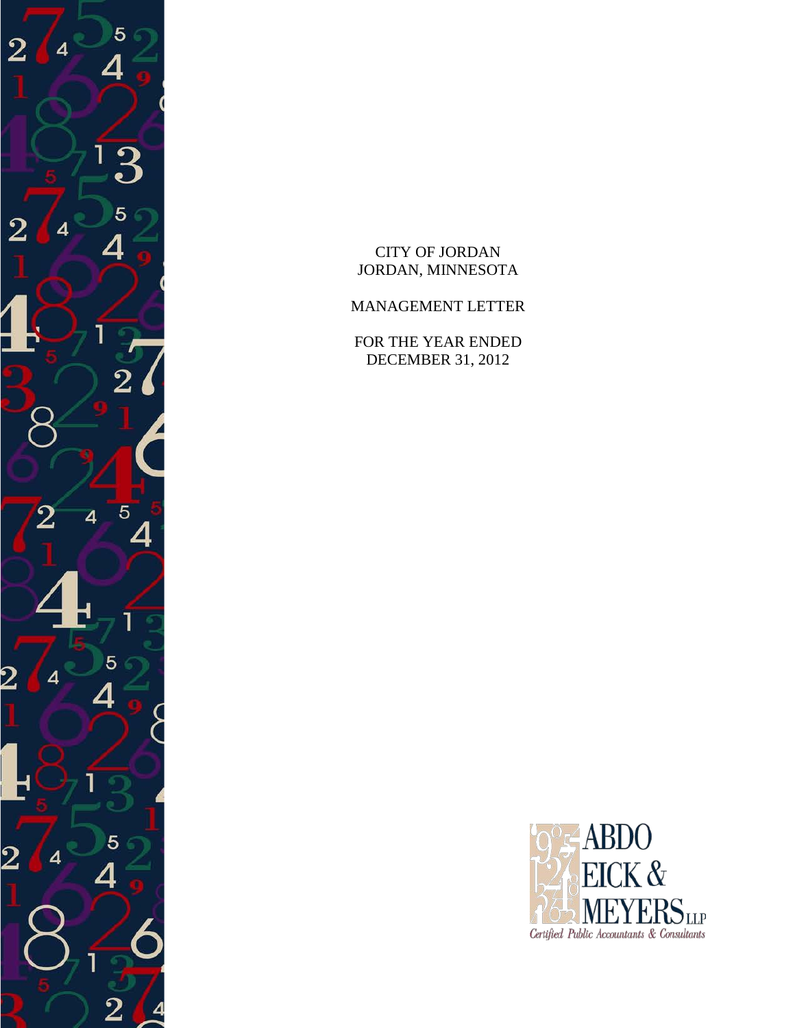# CITY OF JORDAN
# JORDAN, MINNESOTA

## MANAGEMENT LETTER

FOR THE YEAR ENDED
DECEMBER 31, 2012

ABDO
EICK &
MEYERS LLP
Certified Public Accountants & Consultants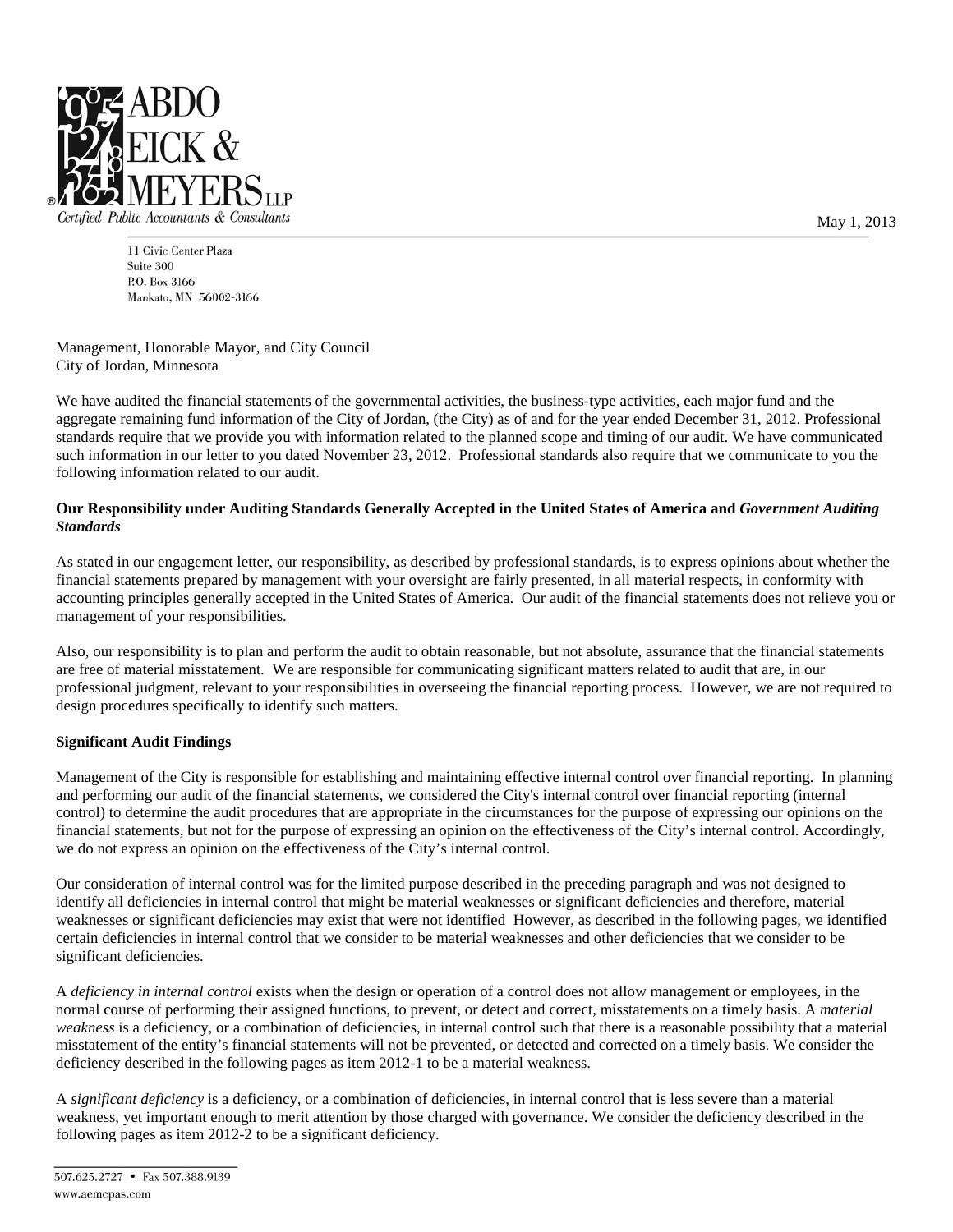ABDO EICK & MEYERS LLP
Certified Public Accountants & Consultants

May 1, 2013

11 Civic Center Plaza
Suite 300
P.O. Box 3166
Mankato, MN 56002-3166

Management, Honorable Mayor, and City Council
City of Jordan, Minnesota

We have audited the financial statements of the governmental activities, the business-type activities, each major fund and the aggregate remaining fund information of the City of Jordan, (the City) as of and for the year ended December 31, 2012. Professional standards require that we provide you with information related to the planned scope and timing of our audit. We have communicated such information in our letter to you dated November 23, 2012. Professional standards also require that we communicate to you the following information related to our audit.

**Our Responsibility under Auditing Standards Generally Accepted in the United States of America and *Government Auditing Standards***

As stated in our engagement letter, our responsibility, as described by professional standards, is to express opinions about whether the financial statements prepared by management with your oversight are fairly presented, in all material respects, in conformity with accounting principles generally accepted in the United States of America. Our audit of the financial statements does not relieve you or management of your responsibilities.

Also, our responsibility is to plan and perform the audit to obtain reasonable, but not absolute, assurance that the financial statements are free of material misstatement. We are responsible for communicating significant matters related to audit that are, in our professional judgment, relevant to your responsibilities in overseeing the financial reporting process. However, we are not required to design procedures specifically to identify such matters.

**Significant Audit Findings**

Management of the City is responsible for establishing and maintaining effective internal control over financial reporting. In planning and performing our audit of the financial statements, we considered the City's internal control over financial reporting (internal control) to determine the audit procedures that are appropriate in the circumstances for the purpose of expressing our opinions on the financial statements, but not for the purpose of expressing an opinion on the effectiveness of the City's internal control. Accordingly, we do not express an opinion on the effectiveness of the City's internal control.

Our consideration of internal control was for the limited purpose described in the preceding paragraph and was not designed to identify all deficiencies in internal control that might be material weaknesses or significant deficiencies and therefore, material weaknesses or significant deficiencies may exist that were not identified However, as described in the following pages, we identified certain deficiencies in internal control that we consider to be material weaknesses and other deficiencies that we consider to be significant deficiencies.

A *deficiency in internal control* exists when the design or operation of a control does not allow management or employees, in the normal course of performing their assigned functions, to prevent, or detect and correct, misstatements on a timely basis. A *material weakness* is a deficiency, or a combination of deficiencies, in internal control such that there is a reasonable possibility that a material misstatement of the entity's financial statements will not be prevented, or detected and corrected on a timely basis. We consider the deficiency described in the following pages as item 2012-1 to be a material weakness.

A *significant deficiency* is a deficiency, or a combination of deficiencies, in internal control that is less severe than a material weakness, yet important enough to merit attention by those charged with governance. We consider the deficiency described in the following pages as item 2012-2 to be a significant deficiency.

507.625.2727 • Fax 507.388.9139
www.aemcpas.com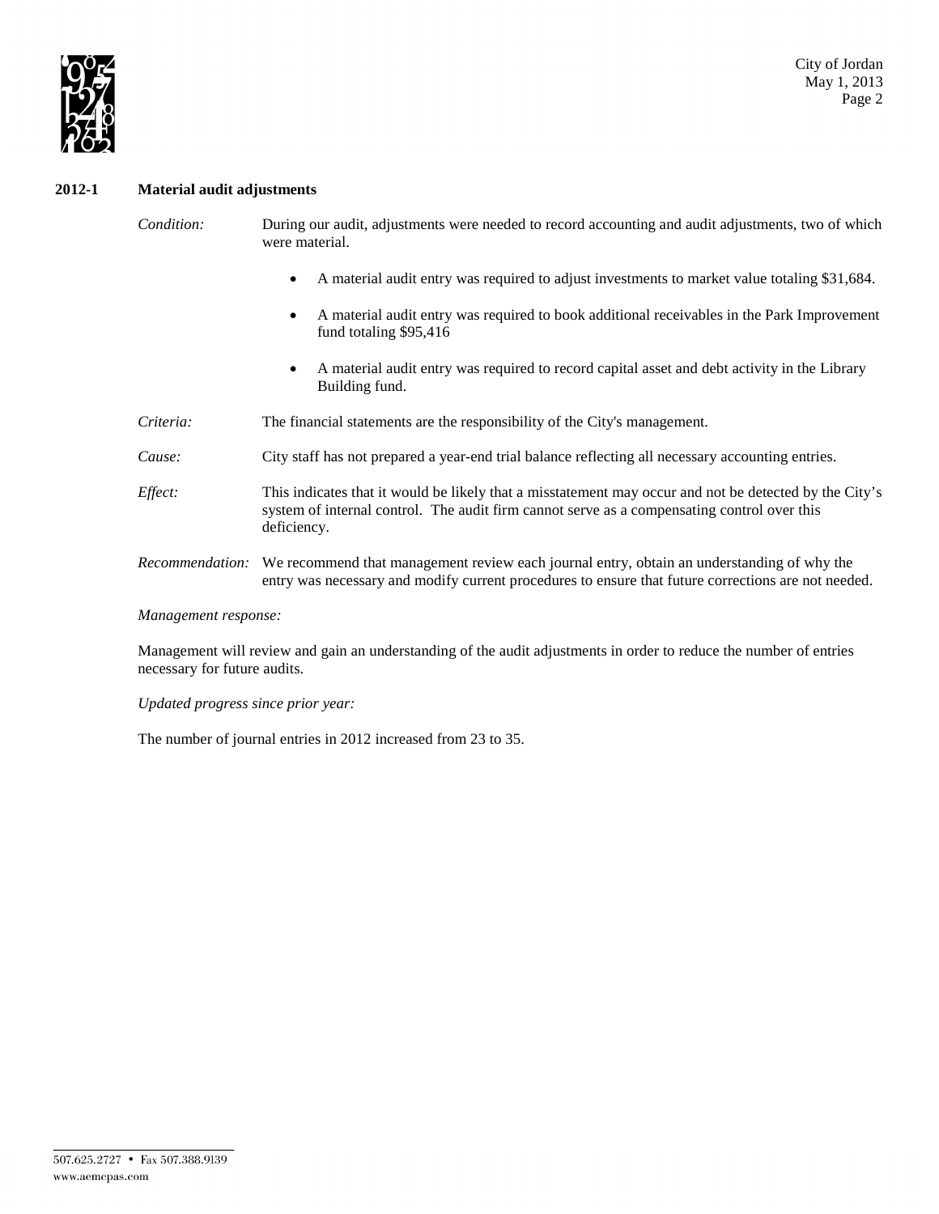## 2012-1 Material audit adjustments

*Condition:* During our audit, adjustments were needed to record accounting and audit adjustments, two of which were material.

- A material audit entry was required to adjust investments to market value totaling $31,684.
- A material audit entry was required to book additional receivables in the Park Improvement fund totaling $95,416
- A material audit entry was required to record capital asset and debt activity in the Library Building fund.

*Criteria:* The financial statements are the responsibility of the City's management.

*Cause:* City staff has not prepared a year-end trial balance reflecting all necessary accounting entries.

*Effect:* This indicates that it would be likely that a misstatement may occur and not be detected by the City's system of internal control. The audit firm cannot serve as a compensating control over this deficiency.

*Recommendation:* We recommend that management review each journal entry, obtain an understanding of why the entry was necessary and modify current procedures to ensure that future corrections are not needed.

*Management response:*

Management will review and gain an understanding of the audit adjustments in order to reduce the number of entries necessary for future audits.

*Updated progress since prior year:*

The number of journal entries in 2012 increased from 23 to 35.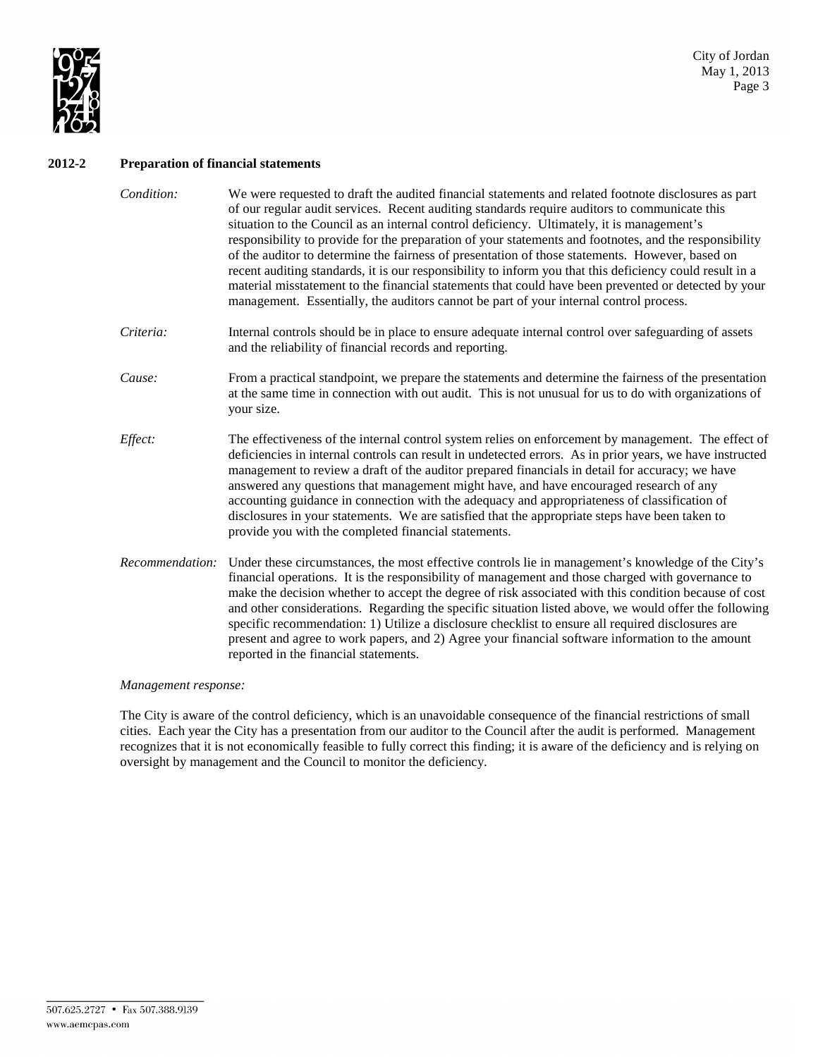## 2012-2 Preparation of financial statements

*Condition:* We were requested to draft the audited financial statements and related footnote disclosures as part of our regular audit services. Recent auditing standards require auditors to communicate this situation to the Council as an internal control deficiency. Ultimately, it is management's responsibility to provide for the preparation of your statements and footnotes, and the responsibility of the auditor to determine the fairness of presentation of those statements. However, based on recent auditing standards, it is our responsibility to inform you that this deficiency could result in a material misstatement to the financial statements that could have been prevented or detected by your management. Essentially, the auditors cannot be part of your internal control process.

*Criteria:* Internal controls should be in place to ensure adequate internal control over safeguarding of assets and the reliability of financial records and reporting.

*Cause:* From a practical standpoint, we prepare the statements and determine the fairness of the presentation at the same time in connection with out audit. This is not unusual for us to do with organizations of your size.

*Effect:* The effectiveness of the internal control system relies on enforcement by management. The effect of deficiencies in internal controls can result in undetected errors. As in prior years, we have instructed management to review a draft of the auditor prepared financials in detail for accuracy; we have answered any questions that management might have, and have encouraged research of any accounting guidance in connection with the adequacy and appropriateness of classification of disclosures in your statements. We are satisfied that the appropriate steps have been taken to provide you with the completed financial statements.

*Recommendation:* Under these circumstances, the most effective controls lie in management's knowledge of the City's financial operations. It is the responsibility of management and those charged with governance to make the decision whether to accept the degree of risk associated with this condition because of cost and other considerations. Regarding the specific situation listed above, we would offer the following specific recommendation: 1) Utilize a disclosure checklist to ensure all required disclosures are present and agree to work papers, and 2) Agree your financial software information to the amount reported in the financial statements.

*Management response:*

The City is aware of the control deficiency, which is an unavoidable consequence of the financial restrictions of small cities. Each year the City has a presentation from our auditor to the Council after the audit is performed. Management recognizes that it is not economically feasible to fully correct this finding; it is aware of the deficiency and is relying on oversight by management and the Council to monitor the deficiency.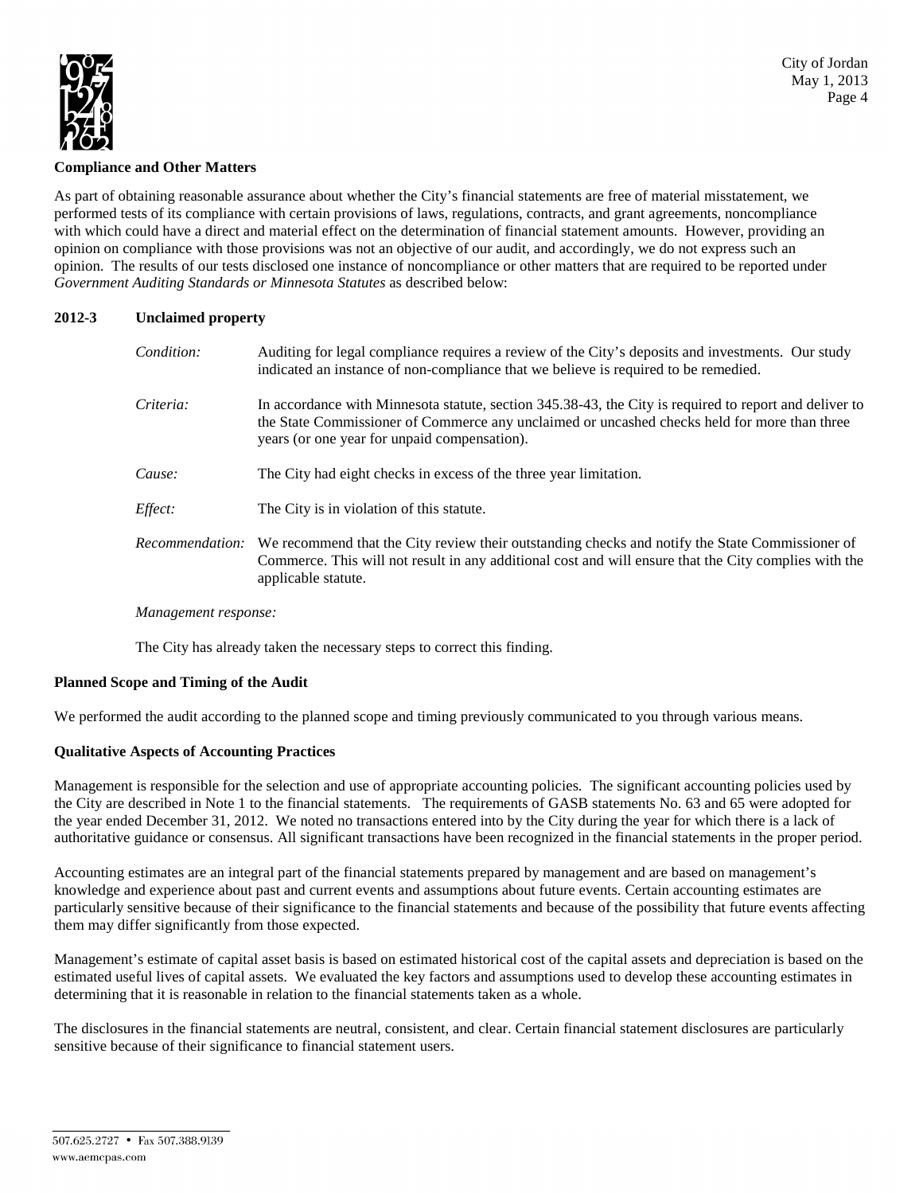### Compliance and Other Matters

As part of obtaining reasonable assurance about whether the City's financial statements are free of material misstatement, we performed tests of its compliance with certain provisions of laws, regulations, contracts, and grant agreements, noncompliance with which could have a direct and material effect on the determination of financial statement amounts. However, providing an opinion on compliance with those provisions was not an objective of our audit, and accordingly, we do not express such an opinion. The results of our tests disclosed one instance of noncompliance or other matters that are required to be reported under *Government Auditing Standards or Minnesota Statutes* as described below:

**2012-3 Unclaimed property**

*Condition:* Auditing for legal compliance requires a review of the City's deposits and investments. Our study indicated an instance of non-compliance that we believe is required to be remedied.

*Criteria:* In accordance with Minnesota statute, section 345.38-43, the City is required to report and deliver to the State Commissioner of Commerce any unclaimed or uncashed checks held for more than three years (or one year for unpaid compensation).

*Cause:* The City had eight checks in excess of the three year limitation.

*Effect:* The City is in violation of this statute.

*Recommendation:* We recommend that the City review their outstanding checks and notify the State Commissioner of Commerce. This will not result in any additional cost and will ensure that the City complies with the applicable statute.

*Management response:*

The City has already taken the necessary steps to correct this finding.

### Planned Scope and Timing of the Audit

We performed the audit according to the planned scope and timing previously communicated to you through various means.

### Qualitative Aspects of Accounting Practices

Management is responsible for the selection and use of appropriate accounting policies. The significant accounting policies used by the City are described in Note 1 to the financial statements. The requirements of GASB statements No. 63 and 65 were adopted for the year ended December 31, 2012. We noted no transactions entered into by the City during the year for which there is a lack of authoritative guidance or consensus. All significant transactions have been recognized in the financial statements in the proper period.

Accounting estimates are an integral part of the financial statements prepared by management and are based on management's knowledge and experience about past and current events and assumptions about future events. Certain accounting estimates are particularly sensitive because of their significance to the financial statements and because of the possibility that future events affecting them may differ significantly from those expected.

Management's estimate of capital asset basis is based on estimated historical cost of the capital assets and depreciation is based on the estimated useful lives of capital assets. We evaluated the key factors and assumptions used to develop these accounting estimates in determining that it is reasonable in relation to the financial statements taken as a whole.

The disclosures in the financial statements are neutral, consistent, and clear. Certain financial statement disclosures are particularly sensitive because of their significance to financial statement users.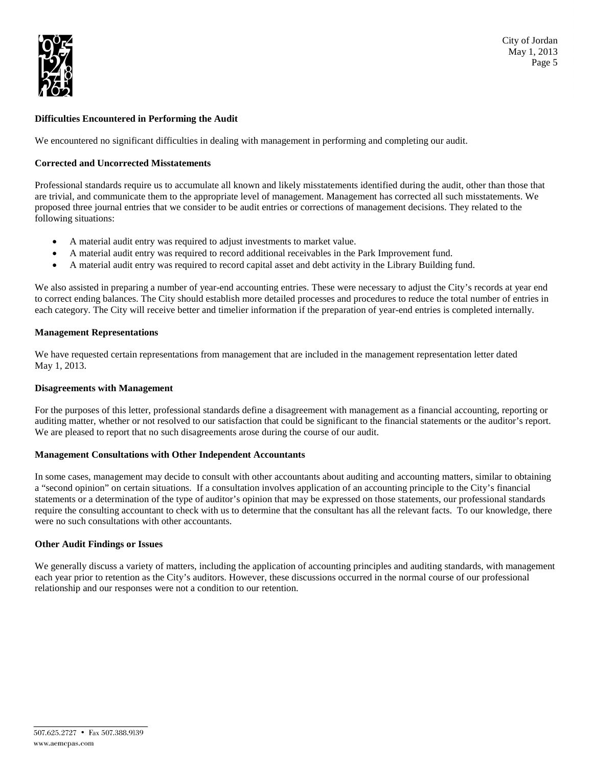**Difficulties Encountered in Performing the Audit**

We encountered no significant difficulties in dealing with management in performing and completing our audit.

**Corrected and Uncorrected Misstatements**

Professional standards require us to accumulate all known and likely misstatements identified during the audit, other than those that are trivial, and communicate them to the appropriate level of management. Management has corrected all such misstatements. We proposed three journal entries that we consider to be audit entries or corrections of management decisions. They related to the following situations:

- A material audit entry was required to adjust investments to market value.
- A material audit entry was required to record additional receivables in the Park Improvement fund.
- A material audit entry was required to record capital asset and debt activity in the Library Building fund.

We also assisted in preparing a number of year-end accounting entries. These were necessary to adjust the City's records at year end to correct ending balances. The City should establish more detailed processes and procedures to reduce the total number of entries in each category. The City will receive better and timelier information if the preparation of year-end entries is completed internally.

**Management Representations**

We have requested certain representations from management that are included in the management representation letter dated May 1, 2013.

**Disagreements with Management**

For the purposes of this letter, professional standards define a disagreement with management as a financial accounting, reporting or auditing matter, whether or not resolved to our satisfaction that could be significant to the financial statements or the auditor's report. We are pleased to report that no such disagreements arose during the course of our audit.

**Management Consultations with Other Independent Accountants**

In some cases, management may decide to consult with other accountants about auditing and accounting matters, similar to obtaining a "second opinion" on certain situations. If a consultation involves application of an accounting principle to the City's financial statements or a determination of the type of auditor's opinion that may be expressed on those statements, our professional standards require the consulting accountant to check with us to determine that the consultant has all the relevant facts. To our knowledge, there were no such consultations with other accountants.

**Other Audit Findings or Issues**

We generally discuss a variety of matters, including the application of accounting principles and auditing standards, with management each year prior to retention as the City's auditors. However, these discussions occurred in the normal course of our professional relationship and our responses were not a condition to our retention.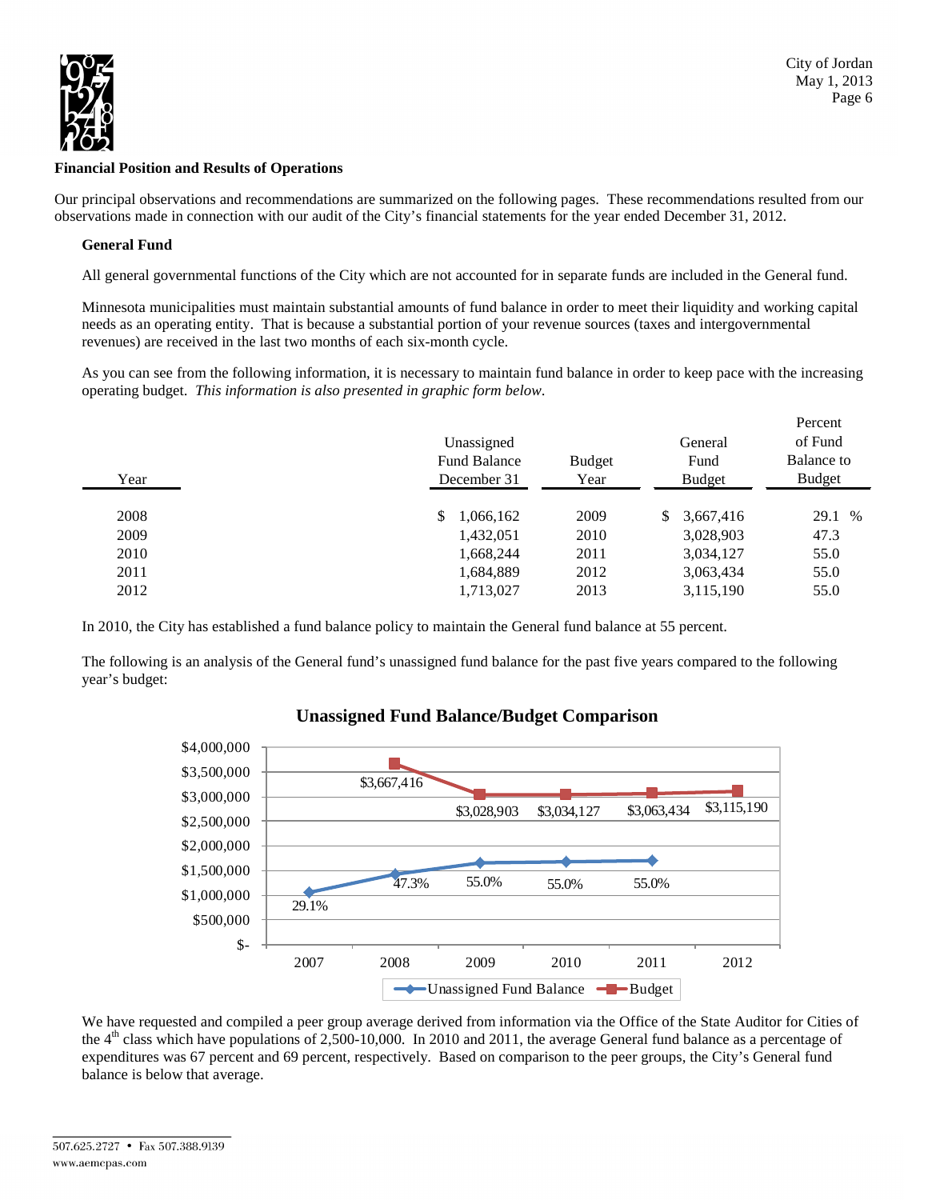## Financial Position and Results of Operations

Our principal observations and recommendations are summarized on the following pages. These recommendations resulted from our observations made in connection with our audit of the City's financial statements for the year ended December 31, 2012.

### General Fund

All general governmental functions of the City which are not accounted for in separate funds are included in the General fund.

Minnesota municipalities must maintain substantial amounts of fund balance in order to meet their liquidity and working capital needs as an operating entity. That is because a substantial portion of your revenue sources (taxes and intergovernmental revenues) are received in the last two months of each six-month cycle.

As you can see from the following information, it is necessary to maintain fund balance in order to keep pace with the increasing operating budget. *This information is also presented in graphic form below.*

| Year | Unassigned Fund Balance December 31 | Budget Year | General Fund Budget | Percent of Fund Balance to Budget |
|---|---|---|---|---|
| 2008 | $ 1,066,162 | 2009 | $ 3,667,416 | 29.1 % |
| 2009 | 1,432,051 | 2010 | 3,028,903 | 47.3 |
| 2010 | 1,668,244 | 2011 | 3,034,127 | 55.0 |
| 2011 | 1,684,889 | 2012 | 3,063,434 | 55.0 |
| 2012 | 1,713,027 | 2013 | 3,115,190 | 55.0 |

In 2010, the City has established a fund balance policy to maintain the General fund balance at 55 percent.

The following is an analysis of the General fund's unassigned fund balance for the past five years compared to the following year's budget:

**Unassigned Fund Balance/Budget Comparison**

| Year | Unassigned Fund Balance (% of Budget) | Budget |
|---|---|---|
| 2007 | 29.1% | |
| 2008 | 47.3% | $3,667,416 |
| 2009 | 55.0% | $3,028,903 |
| 2010 | 55.0% | $3,034,127 |
| 2011 | 55.0% | $3,063,434 |
| 2012 | | $3,115,190 |

We have requested and compiled a peer group average derived from information via the Office of the State Auditor for Cities of the 4th class which have populations of 2,500-10,000. In 2010 and 2011, the average General fund balance as a percentage of expenditures was 67 percent and 69 percent, respectively. Based on comparison to the peer groups, the City's General fund balance is below that average.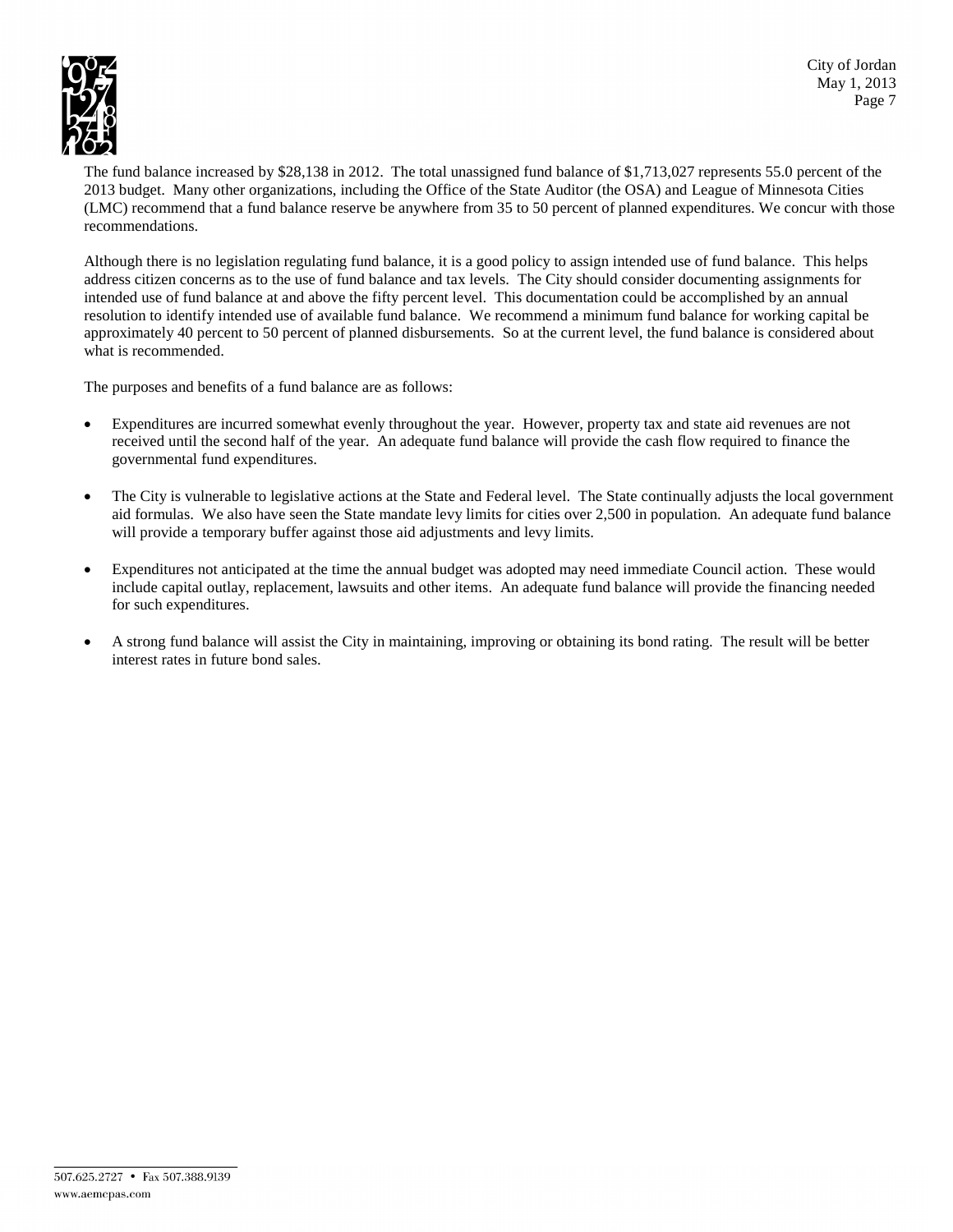The fund balance increased by $28,138 in 2012. The total unassigned fund balance of $1,713,027 represents 55.0 percent of the 2013 budget. Many other organizations, including the Office of the State Auditor (the OSA) and League of Minnesota Cities (LMC) recommend that a fund balance reserve be anywhere from 35 to 50 percent of planned expenditures. We concur with those recommendations.

Although there is no legislation regulating fund balance, it is a good policy to assign intended use of fund balance. This helps address citizen concerns as to the use of fund balance and tax levels. The City should consider documenting assignments for intended use of fund balance at and above the fifty percent level. This documentation could be accomplished by an annual resolution to identify intended use of available fund balance. We recommend a minimum fund balance for working capital be approximately 40 percent to 50 percent of planned disbursements. So at the current level, the fund balance is considered about what is recommended.

The purposes and benefits of a fund balance are as follows:

- Expenditures are incurred somewhat evenly throughout the year. However, property tax and state aid revenues are not received until the second half of the year. An adequate fund balance will provide the cash flow required to finance the governmental fund expenditures.
- The City is vulnerable to legislative actions at the State and Federal level. The State continually adjusts the local government aid formulas. We also have seen the State mandate levy limits for cities over 2,500 in population. An adequate fund balance will provide a temporary buffer against those aid adjustments and levy limits.
- Expenditures not anticipated at the time the annual budget was adopted may need immediate Council action. These would include capital outlay, replacement, lawsuits and other items. An adequate fund balance will provide the financing needed for such expenditures.
- A strong fund balance will assist the City in maintaining, improving or obtaining its bond rating. The result will be better interest rates in future bond sales.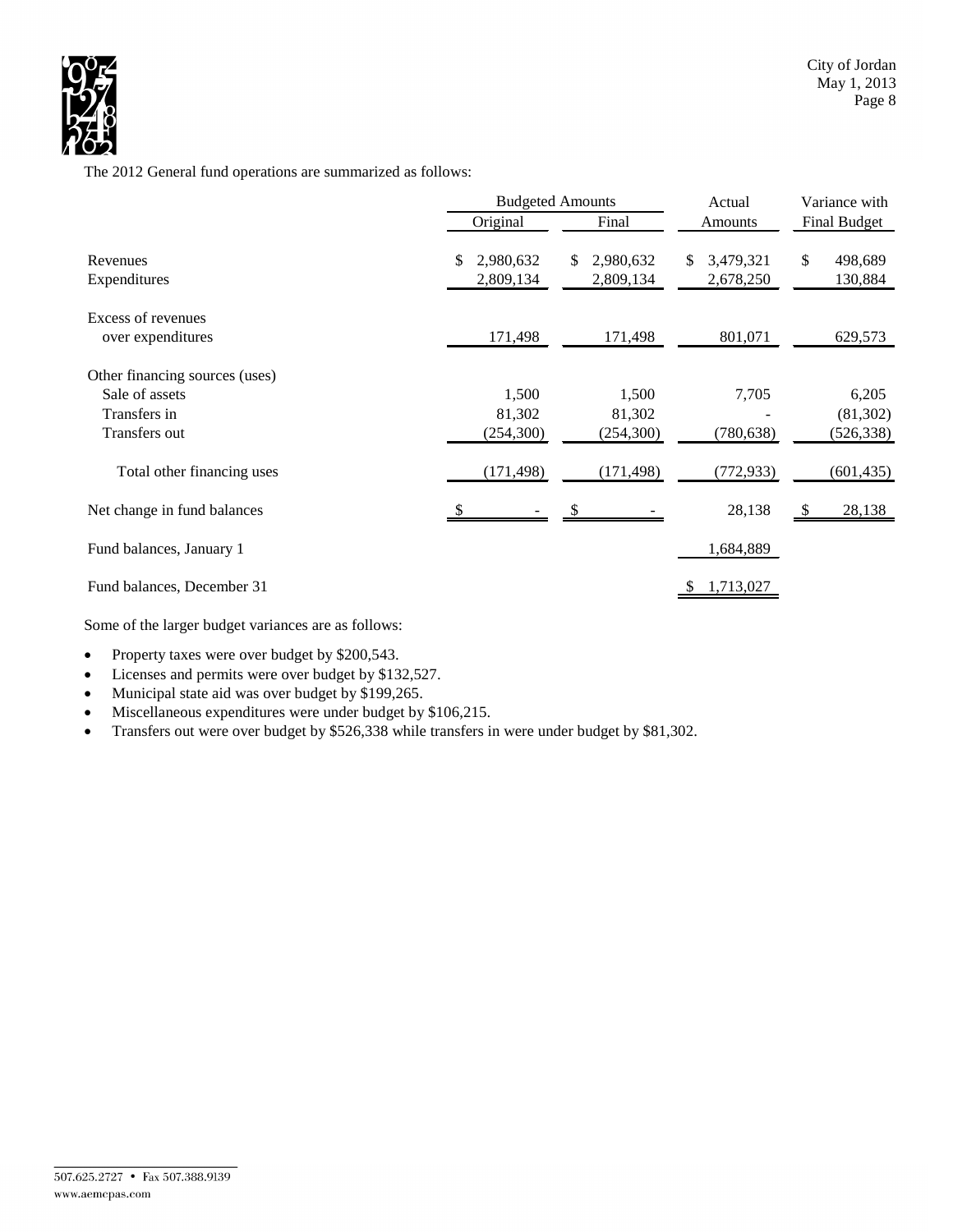The 2012 General fund operations are summarized as follows:

| | Budgeted Amounts | | Actual | Variance with |
|---|---|---|---|---|
| | Original | Final | Amounts | Final Budget |
| Revenues | $ 2,980,632 | $ 2,980,632 | $ 3,479,321 | $ 498,689 |
| Expenditures | 2,809,134 | 2,809,134 | 2,678,250 | 130,884 |
| Excess of revenues over expenditures | 171,498 | 171,498 | 801,071 | 629,573 |
| Other financing sources (uses) | | | | |
| Sale of assets | 1,500 | 1,500 | 7,705 | 6,205 |
| Transfers in | 81,302 | 81,302 | - | (81,302) |
| Transfers out | (254,300) | (254,300) | (780,638) | (526,338) |
| Total other financing uses | (171,498) | (171,498) | (772,933) | (601,435) |
| Net change in fund balances | $ - | $ - | 28,138 | $ 28,138 |
| Fund balances, January 1 | | | 1,684,889 | |
| Fund balances, December 31 | | | $ 1,713,027 | |

Some of the larger budget variances are as follows:

- Property taxes were over budget by $200,543.
- Licenses and permits were over budget by $132,527.
- Municipal state aid was over budget by $199,265.
- Miscellaneous expenditures were under budget by $106,215.
- Transfers out were over budget by $526,338 while transfers in were under budget by $81,302.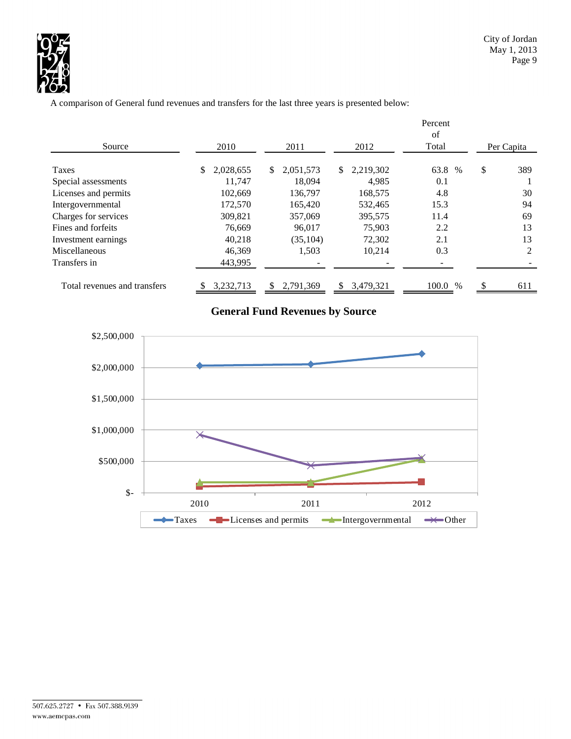A comparison of General fund revenues and transfers for the last three years is presented below:

| Source | 2010 | 2011 | 2012 | Percent of Total | Per Capita |
|---|---|---|---|---|---|
| Taxes | $ 2,028,655 | $ 2,051,573 | $ 2,219,302 | 63.8 % | $ 389 |
| Special assessments | 11,747 | 18,094 | 4,985 | 0.1 | 1 |
| Licenses and permits | 102,669 | 136,797 | 168,575 | 4.8 | 30 |
| Intergovernmental | 172,570 | 165,420 | 532,465 | 15.3 | 94 |
| Charges for services | 309,821 | 357,069 | 395,575 | 11.4 | 69 |
| Fines and forfeits | 76,669 | 96,017 | 75,903 | 2.2 | 13 |
| Investment earnings | 40,218 | (35,104) | 72,302 | 2.1 | 13 |
| Miscellaneous | 46,369 | 1,503 | 10,214 | 0.3 | 2 |
| Transfers in | 443,995 | - | - | - | - |
| Total revenues and transfers | $ 3,232,713 | $ 2,791,369 | $ 3,479,321 | 100.0 % | $ 611 |

**General Fund Revenues by Source**

| | 2010 | 2011 | 2012 |
|---|---|---|---|
| Taxes | | | |
| Licenses and permits | | | |
| Intergovernmental | | | |
| Other | | | |

Y-axis: $-, $500,000, $1,000,000, $1,500,000, $2,000,000, $2,500,000

Legend: Taxes, Licenses and permits, Intergovernmental, Other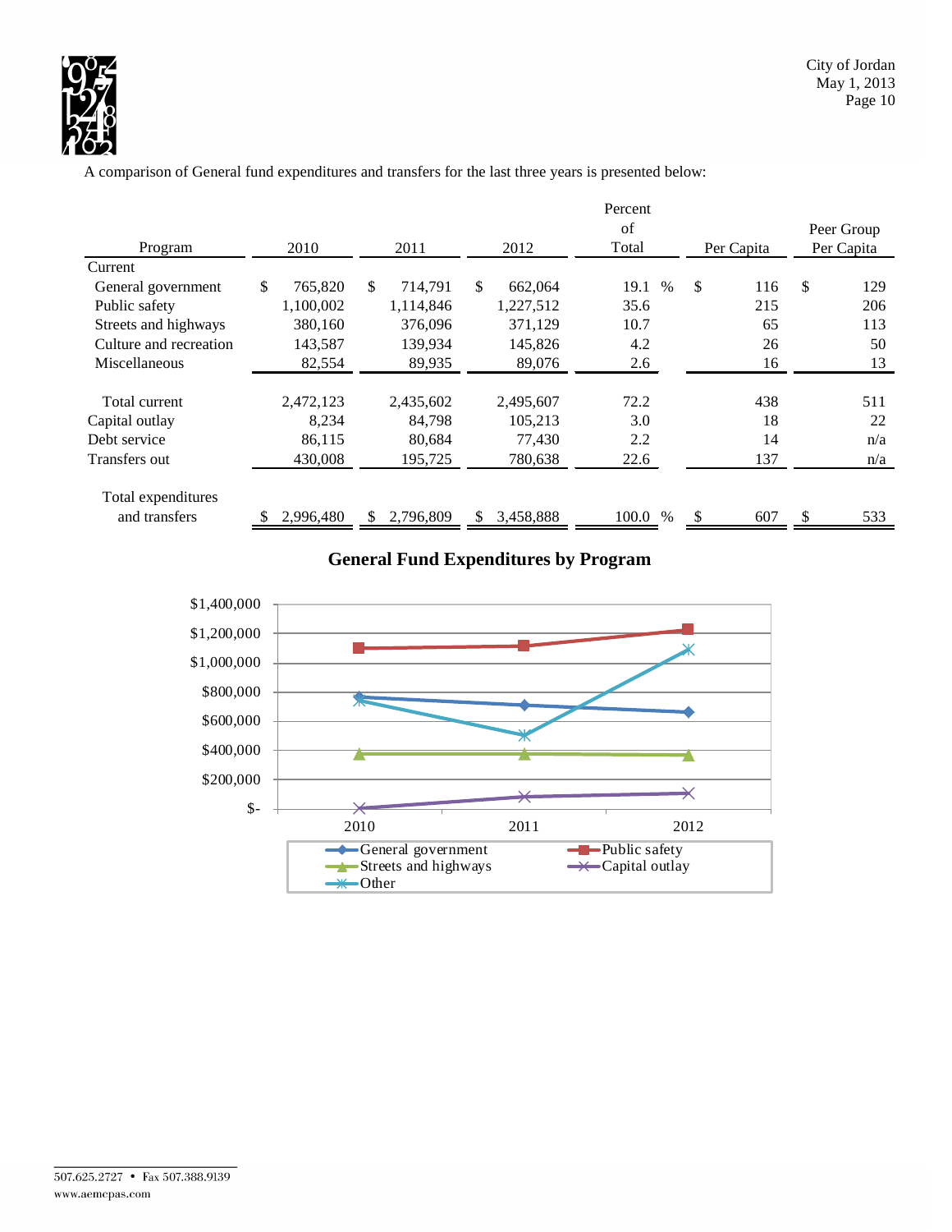A comparison of General fund expenditures and transfers for the last three years is presented below:

| Program | 2010 | 2011 | 2012 | Percent of Total | Per Capita | Peer Group Per Capita |
|---|---|---|---|---|---|---|
| Current | | | | | | |
| General government | $ 765,820 | $ 714,791 | $ 662,064 | 19.1 % | $ 116 | $ 129 |
| Public safety | 1,100,002 | 1,114,846 | 1,227,512 | 35.6 | 215 | 206 |
| Streets and highways | 380,160 | 376,096 | 371,129 | 10.7 | 65 | 113 |
| Culture and recreation | 143,587 | 139,934 | 145,826 | 4.2 | 26 | 50 |
| Miscellaneous | 82,554 | 89,935 | 89,076 | 2.6 | 16 | 13 |
| Total current | 2,472,123 | 2,435,602 | 2,495,607 | 72.2 | 438 | 511 |
| Capital outlay | 8,234 | 84,798 | 105,213 | 3.0 | 18 | 22 |
| Debt service | 86,115 | 80,684 | 77,430 | 2.2 | 14 | n/a |
| Transfers out | 430,008 | 195,725 | 780,638 | 22.6 | 137 | n/a |
| Total expenditures and transfers | $ 2,996,480 | $ 2,796,809 | $ 3,458,888 | 100.0 % | $ 607 | $ 533 |

## General Fund Expenditures by Program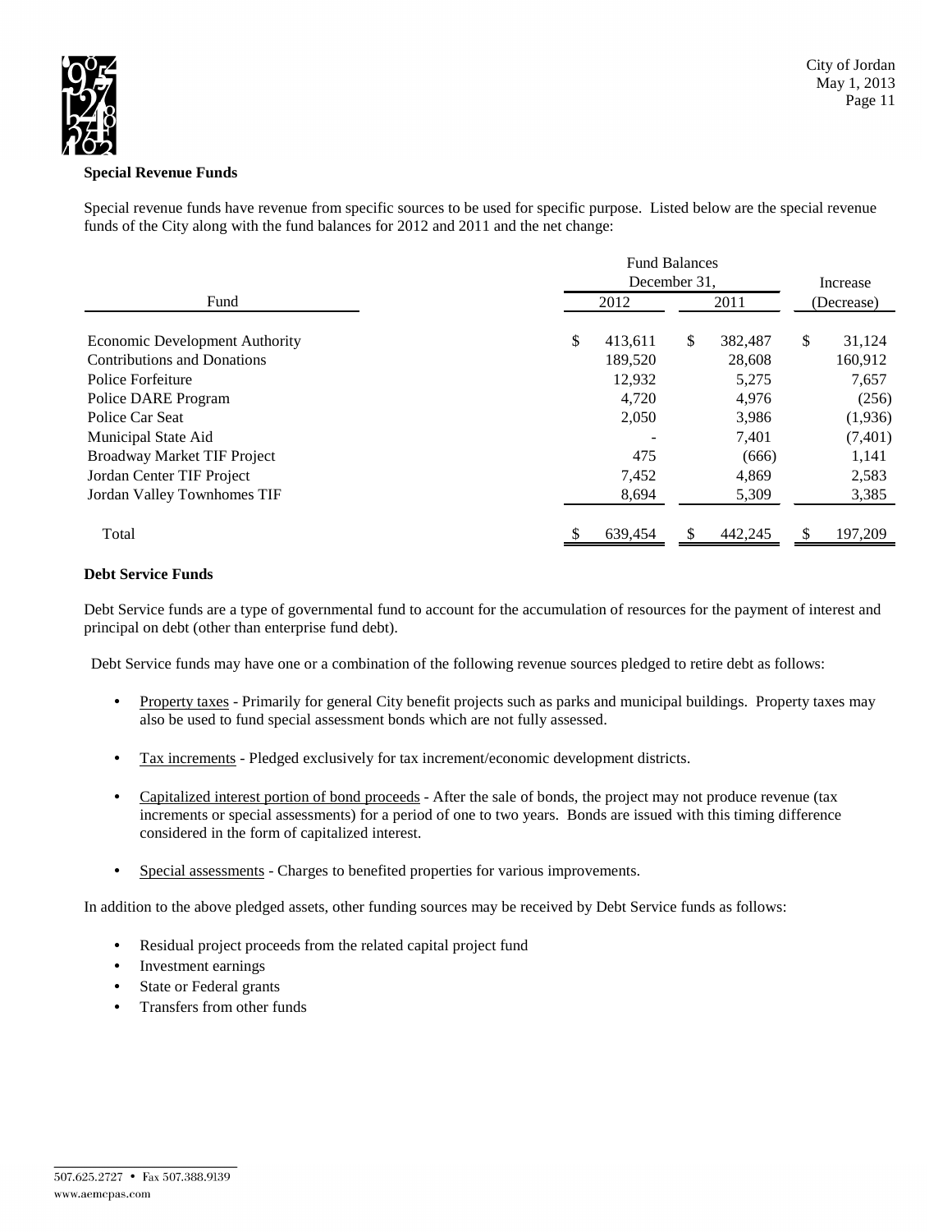### Special Revenue Funds

Special revenue funds have revenue from specific sources to be used for specific purpose. Listed below are the special revenue funds of the City along with the fund balances for 2012 and 2011 and the net change:

| Fund | Fund Balances December 31, 2012 | Fund Balances December 31, 2011 | Increase (Decrease) |
|---|---|---|---|
| Economic Development Authority | $ 413,611 | $ 382,487 | $ 31,124 |
| Contributions and Donations | 189,520 | 28,608 | 160,912 |
| Police Forfeiture | 12,932 | 5,275 | 7,657 |
| Police DARE Program | 4,720 | 4,976 | (256) |
| Police Car Seat | 2,050 | 3,986 | (1,936) |
| Municipal State Aid | - | 7,401 | (7,401) |
| Broadway Market TIF Project | 475 | (666) | 1,141 |
| Jordan Center TIF Project | 7,452 | 4,869 | 2,583 |
| Jordan Valley Townhomes TIF | 8,694 | 5,309 | 3,385 |
| Total | $ 639,454 | $ 442,245 | $ 197,209 |

### Debt Service Funds

Debt Service funds are a type of governmental fund to account for the accumulation of resources for the payment of interest and principal on debt (other than enterprise fund debt).

Debt Service funds may have one or a combination of the following revenue sources pledged to retire debt as follows:

- Property taxes - Primarily for general City benefit projects such as parks and municipal buildings. Property taxes may also be used to fund special assessment bonds which are not fully assessed.
- Tax increments - Pledged exclusively for tax increment/economic development districts.
- Capitalized interest portion of bond proceeds - After the sale of bonds, the project may not produce revenue (tax increments or special assessments) for a period of one to two years. Bonds are issued with this timing difference considered in the form of capitalized interest.
- Special assessments - Charges to benefited properties for various improvements.

In addition to the above pledged assets, other funding sources may be received by Debt Service funds as follows:

- Residual project proceeds from the related capital project fund
- Investment earnings
- State or Federal grants
- Transfers from other funds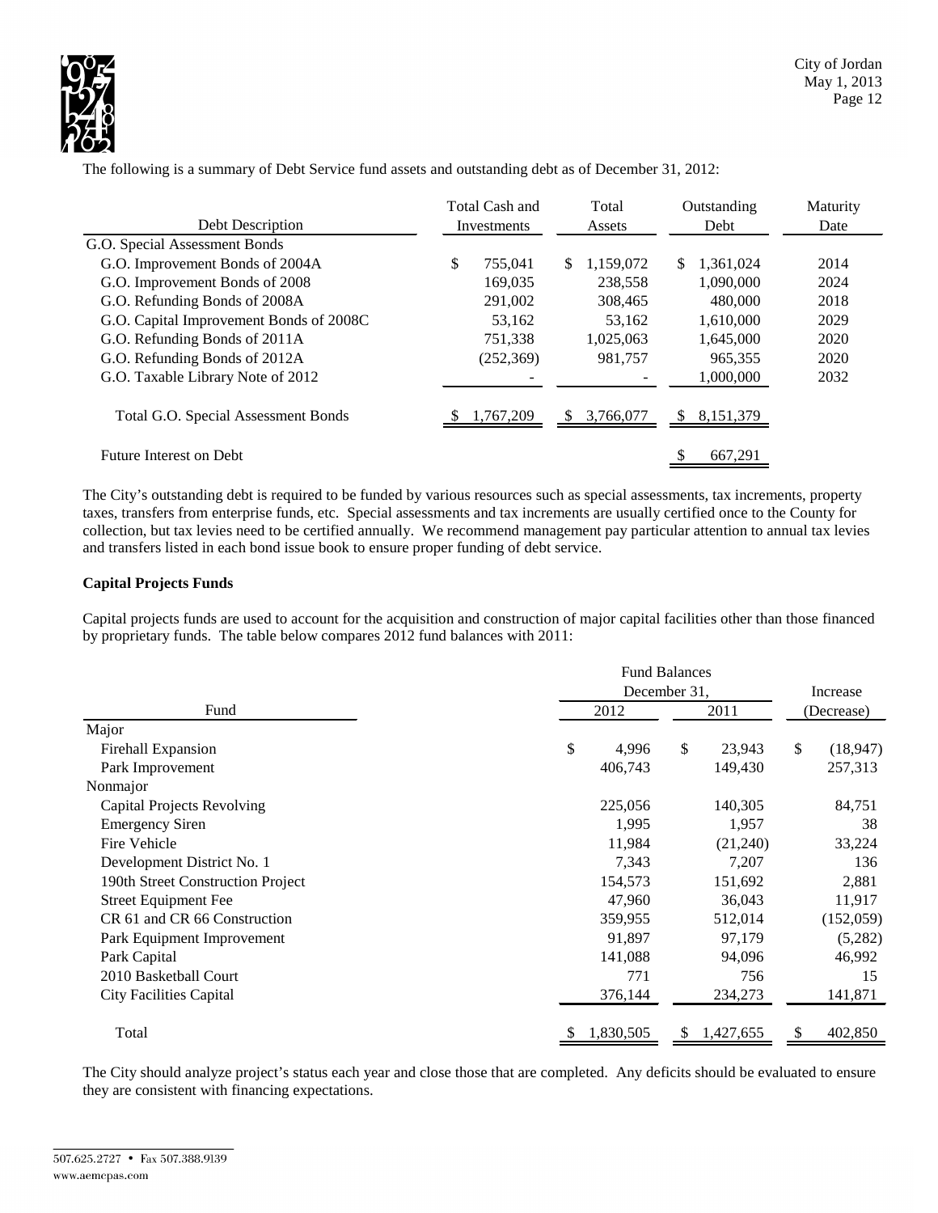The following is a summary of Debt Service fund assets and outstanding debt as of December 31, 2012:

| Debt Description | Total Cash and Investments | Total Assets | Outstanding Debt | Maturity Date |
|---|---|---|---|---|
| G.O. Special Assessment Bonds | | | | |
| G.O. Improvement Bonds of 2004A | $ 755,041 | $ 1,159,072 | $ 1,361,024 | 2014 |
| G.O. Improvement Bonds of 2008 | 169,035 | 238,558 | 1,090,000 | 2024 |
| G.O. Refunding Bonds of 2008A | 291,002 | 308,465 | 480,000 | 2018 |
| G.O. Capital Improvement Bonds of 2008C | 53,162 | 53,162 | 1,610,000 | 2029 |
| G.O. Refunding Bonds of 2011A | 751,338 | 1,025,063 | 1,645,000 | 2020 |
| G.O. Refunding Bonds of 2012A | (252,369) | 981,757 | 965,355 | 2020 |
| G.O. Taxable Library Note of 2012 | - | - | 1,000,000 | 2032 |
| Total G.O. Special Assessment Bonds | $ 1,767,209 | $ 3,766,077 | $ 8,151,379 | |
| Future Interest on Debt | | | $ 667,291 | |

The City's outstanding debt is required to be funded by various resources such as special assessments, tax increments, property taxes, transfers from enterprise funds, etc. Special assessments and tax increments are usually certified once to the County for collection, but tax levies need to be certified annually. We recommend management pay particular attention to annual tax levies and transfers listed in each bond issue book to ensure proper funding of debt service.

**Capital Projects Funds**

Capital projects funds are used to account for the acquisition and construction of major capital facilities other than those financed by proprietary funds. The table below compares 2012 fund balances with 2011:

| Fund | Fund Balances December 31, 2012 | 2011 | Increase (Decrease) |
|---|---|---|---|
| Major | | | |
| Firehall Expansion | $ 4,996 | $ 23,943 | $ (18,947) |
| Park Improvement | 406,743 | 149,430 | 257,313 |
| Nonmajor | | | |
| Capital Projects Revolving | 225,056 | 140,305 | 84,751 |
| Emergency Siren | 1,995 | 1,957 | 38 |
| Fire Vehicle | 11,984 | (21,240) | 33,224 |
| Development District No. 1 | 7,343 | 7,207 | 136 |
| 190th Street Construction Project | 154,573 | 151,692 | 2,881 |
| Street Equipment Fee | 47,960 | 36,043 | 11,917 |
| CR 61 and CR 66 Construction | 359,955 | 512,014 | (152,059) |
| Park Equipment Improvement | 91,897 | 97,179 | (5,282) |
| Park Capital | 141,088 | 94,096 | 46,992 |
| 2010 Basketball Court | 771 | 756 | 15 |
| City Facilities Capital | 376,144 | 234,273 | 141,871 |
| Total | $ 1,830,505 | $ 1,427,655 | $ 402,850 |

The City should analyze project's status each year and close those that are completed. Any deficits should be evaluated to ensure they are consistent with financing expectations.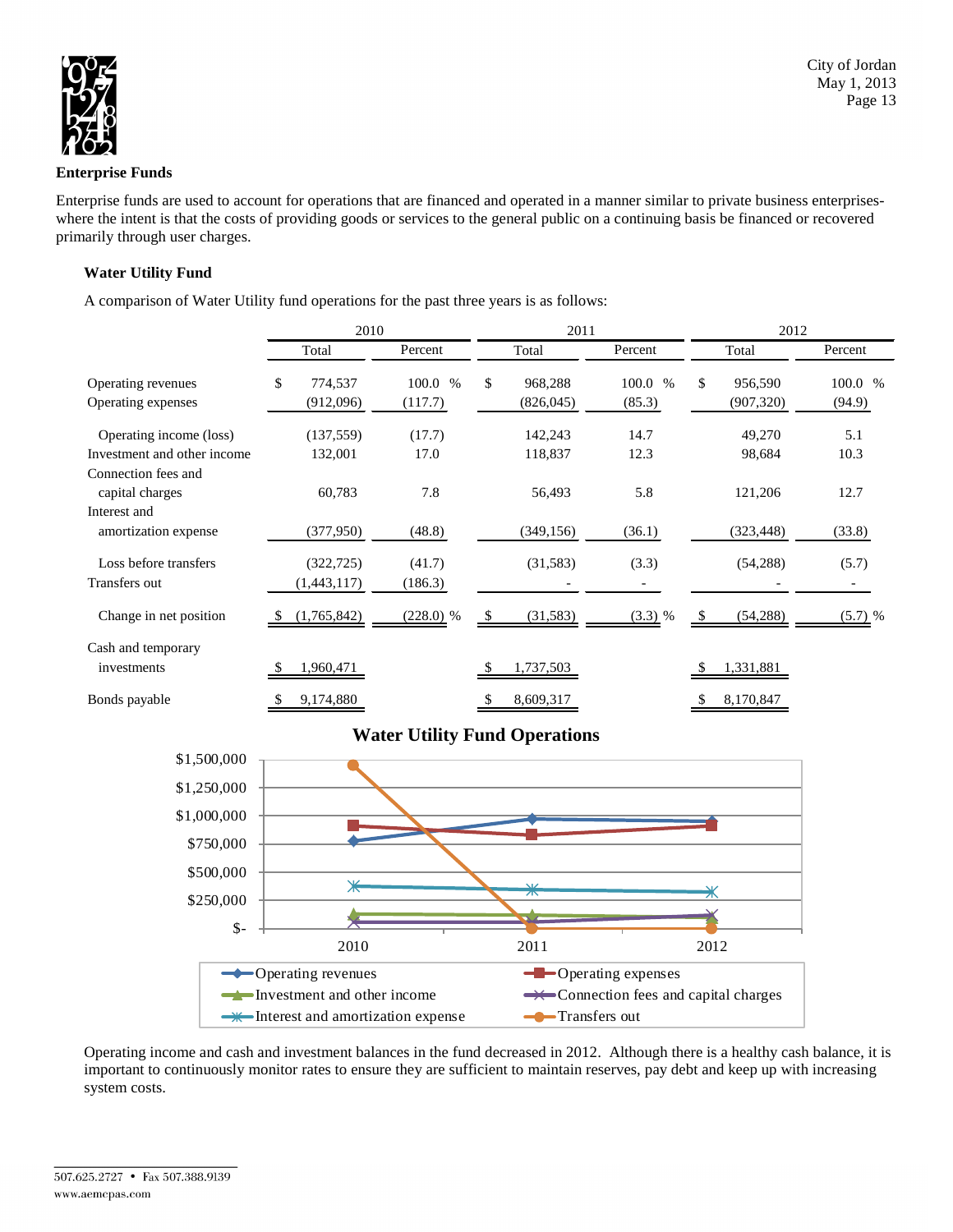## Enterprise Funds

Enterprise funds are used to account for operations that are financed and operated in a manner similar to private business enterprises-where the intent is that the costs of providing goods or services to the general public on a continuing basis be financed or recovered primarily through user charges.

### Water Utility Fund

A comparison of Water Utility fund operations for the past three years is as follows:

| | 2010 | | 2011 | | 2012 | |
|---|---|---|---|---|---|---|
| | Total | Percent | Total | Percent | Total | Percent |
| Operating revenues | $ 774,537 | 100.0 % | $ 968,288 | 100.0 % | $ 956,590 | 100.0 % |
| Operating expenses | (912,096) | (117.7) | (826,045) | (85.3) | (907,320) | (94.9) |
| Operating income (loss) | (137,559) | (17.7) | 142,243 | 14.7 | 49,270 | 5.1 |
| Investment and other income | 132,001 | 17.0 | 118,837 | 12.3 | 98,684 | 10.3 |
| Connection fees and capital charges | 60,783 | 7.8 | 56,493 | 5.8 | 121,206 | 12.7 |
| Interest and amortization expense | (377,950) | (48.8) | (349,156) | (36.1) | (323,448) | (33.8) |
| Loss before transfers | (322,725) | (41.7) | (31,583) | (3.3) | (54,288) | (5.7) |
| Transfers out | (1,443,117) | (186.3) | - | - | - | - |
| Change in net position | $ (1,765,842) | (228.0) % | $ (31,583) | (3.3) % | $ (54,288) | (5.7) % |
| Cash and temporary investments | $ 1,960,471 | | $ 1,737,503 | | $ 1,331,881 | |
| Bonds payable | $ 9,174,880 | | $ 8,609,317 | | $ 8,170,847 | |

**Water Utility Fund Operations**

Operating income and cash and investment balances in the fund decreased in 2012. Although there is a healthy cash balance, it is important to continuously monitor rates to ensure they are sufficient to maintain reserves, pay debt and keep up with increasing system costs.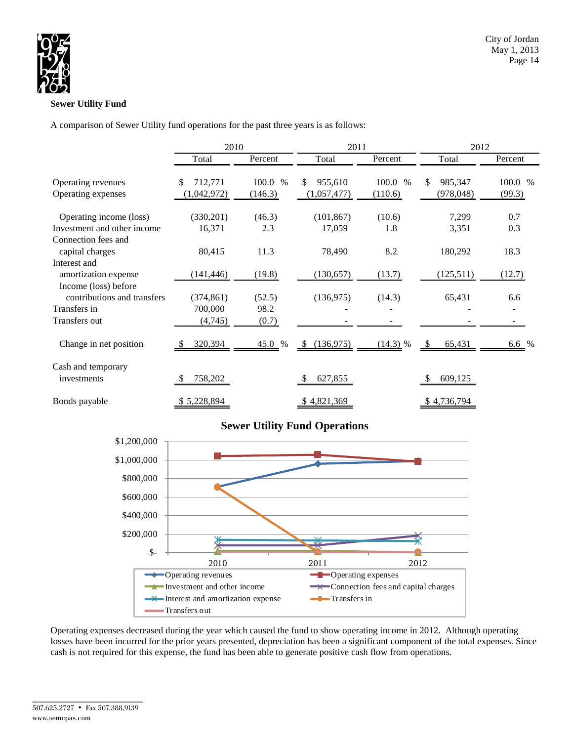### Sewer Utility Fund

A comparison of Sewer Utility fund operations for the past three years is as follows:

| | 2010 | | 2011 | | 2012 | |
|---|---|---|---|---|---|---|
| | Total | Percent | Total | Percent | Total | Percent |
| Operating revenues | $ 712,771 | 100.0 % | $ 955,610 | 100.0 % | $ 985,347 | 100.0 % |
| Operating expenses | (1,042,972) | (146.3) | (1,057,477) | (110.6) | (978,048) | (99.3) |
| Operating income (loss) | (330,201) | (46.3) | (101,867) | (10.6) | 7,299 | 0.7 |
| Investment and other income | 16,371 | 2.3 | 17,059 | 1.8 | 3,351 | 0.3 |
| Connection fees and capital charges | 80,415 | 11.3 | 78,490 | 8.2 | 180,292 | 18.3 |
| Interest and amortization expense | (141,446) | (19.8) | (130,657) | (13.7) | (125,511) | (12.7) |
| Income (loss) before contributions and transfers | (374,861) | (52.5) | (136,975) | (14.3) | 65,431 | 6.6 |
| Transfers in | 700,000 | 98.2 | - | - | - | - |
| Transfers out | (4,745) | (0.7) | - | - | - | - |
| Change in net position | $ 320,394 | 45.0 % | $ (136,975) | (14.3) % | $ 65,431 | 6.6 % |
| Cash and temporary investments | $ 758,202 | | $ 627,855 | | $ 609,125 | |
| Bonds payable | $ 5,228,894 | | $ 4,821,369 | | $ 4,736,794 | |

**Sewer Utility Fund Operations**

Operating expenses decreased during the year which caused the fund to show operating income in 2012. Although operating losses have been incurred for the prior years presented, depreciation has been a significant component of the total expenses. Since cash is not required for this expense, the fund has been able to generate positive cash flow from operations.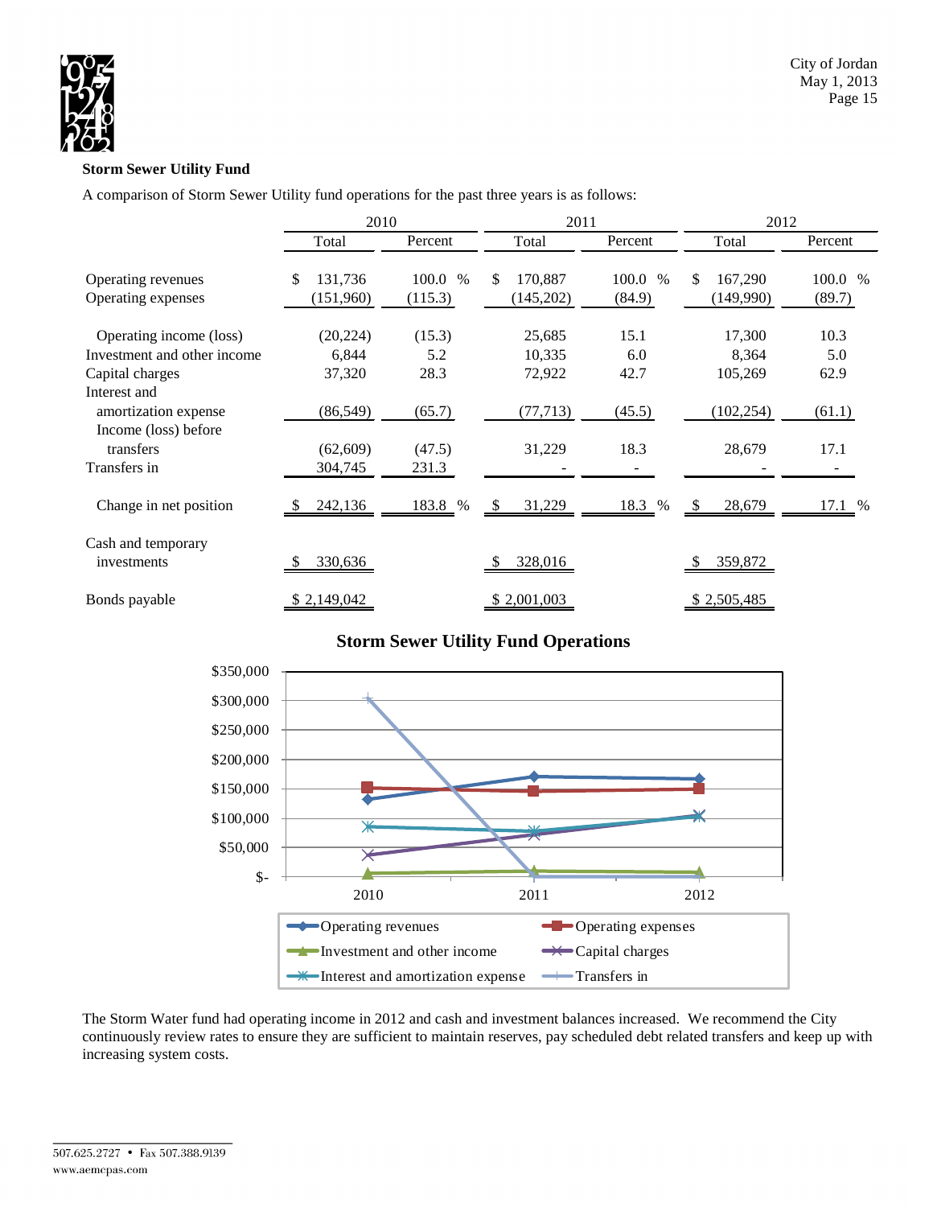## Storm Sewer Utility Fund

A comparison of Storm Sewer Utility fund operations for the past three years is as follows:

| | 2010 | | 2011 | | 2012 | |
|---|---|---|---|---|---|---|
| | Total | Percent | Total | Percent | Total | Percent |
| Operating revenues | $ 131,736 | 100.0 % | $ 170,887 | 100.0 % | $ 167,290 | 100.0 % |
| Operating expenses | (151,960) | (115.3) | (145,202) | (84.9) | (149,990) | (89.7) |
| Operating income (loss) | (20,224) | (15.3) | 25,685 | 15.1 | 17,300 | 10.3 |
| Investment and other income | 6,844 | 5.2 | 10,335 | 6.0 | 8,364 | 5.0 |
| Capital charges | 37,320 | 28.3 | 72,922 | 42.7 | 105,269 | 62.9 |
| Interest and amortization expense | (86,549) | (65.7) | (77,713) | (45.5) | (102,254) | (61.1) |
| Income (loss) before transfers | (62,609) | (47.5) | 31,229 | 18.3 | 28,679 | 17.1 |
| Transfers in | 304,745 | 231.3 | - | - | - | - |
| Change in net position | $ 242,136 | 183.8 % | $ 31,229 | 18.3 % | $ 28,679 | 17.1 % |
| Cash and temporary investments | $ 330,636 | | $ 328,016 | | $ 359,872 | |
| Bonds payable | $ 2,149,042 | | $ 2,001,003 | | $ 2,505,485 | |

**Storm Sewer Utility Fund Operations**

The Storm Water fund had operating income in 2012 and cash and investment balances increased. We recommend the City continuously review rates to ensure they are sufficient to maintain reserves, pay scheduled debt related transfers and keep up with increasing system costs.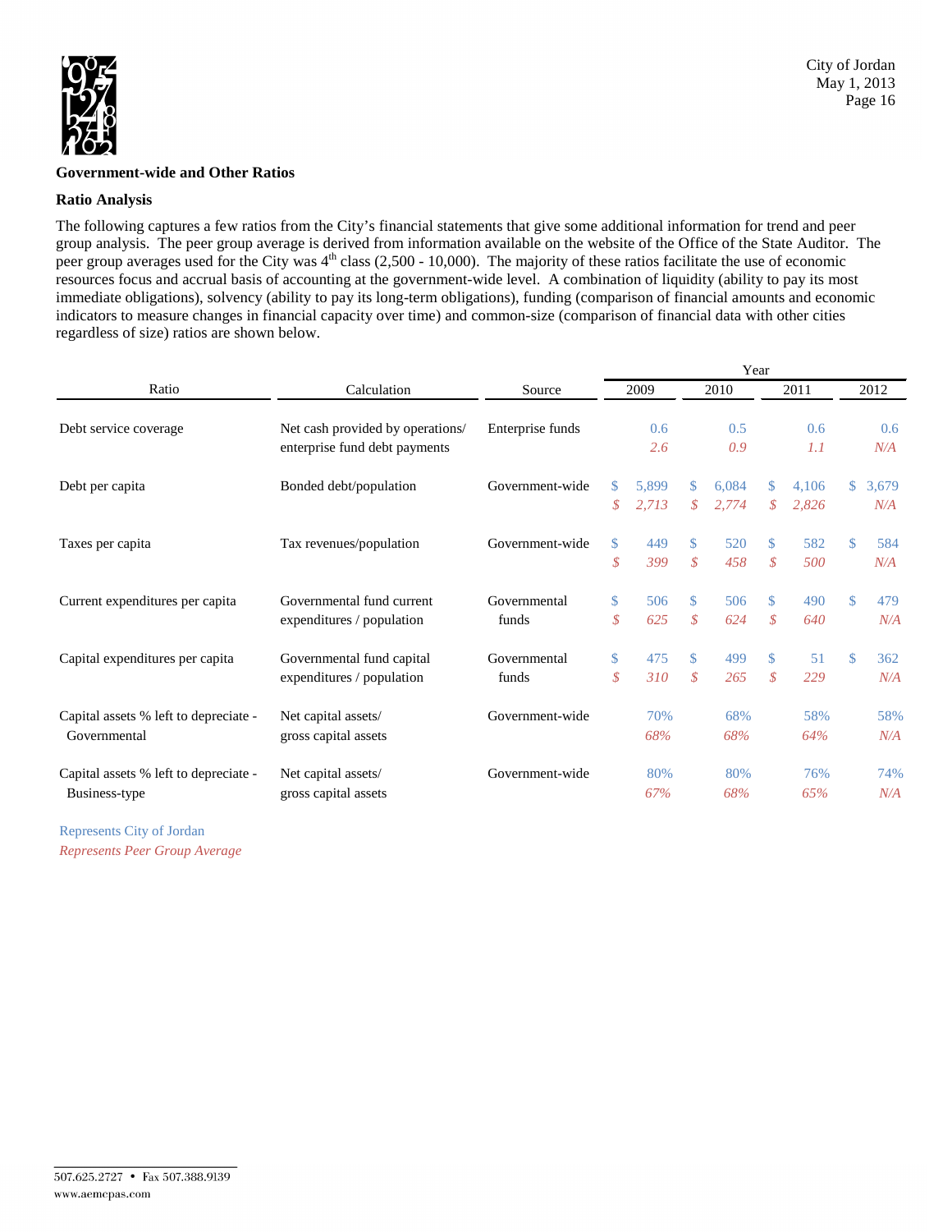## Government-wide and Other Ratios

### Ratio Analysis

The following captures a few ratios from the City's financial statements that give some additional information for trend and peer group analysis. The peer group average is derived from information available on the website of the Office of the State Auditor. The peer group averages used for the City was 4th class (2,500 - 10,000). The majority of these ratios facilitate the use of economic resources focus and accrual basis of accounting at the government-wide level. A combination of liquidity (ability to pay its most immediate obligations), solvency (ability to pay its long-term obligations), funding (comparison of financial amounts and economic indicators to measure changes in financial capacity over time) and common-size (comparison of financial data with other cities regardless of size) ratios are shown below.

| Ratio | Calculation | Source | 2009 | 2010 | 2011 | 2012 |
|---|---|---|---|---|---|---|
| Debt service coverage | Net cash provided by operations/ enterprise fund debt payments | Enterprise funds | 0.6 | 0.5 | 0.6 | 0.6 |
| | | | *2.6* | *0.9* | *1.1* | *N/A* |
| Debt per capita | Bonded debt/population | Government-wide | $ 5,899 | $ 6,084 | $ 4,106 | $ 3,679 |
| | | | *$ 2,713* | *$ 2,774* | *$ 2,826* | *N/A* |
| Taxes per capita | Tax revenues/population | Government-wide | $ 449 | $ 520 | $ 582 | $ 584 |
| | | | *$ 399* | *$ 458* | *$ 500* | *N/A* |
| Current expenditures per capita | Governmental fund current expenditures / population | Governmental funds | $ 506 | $ 506 | $ 490 | $ 479 |
| | | | *$ 625* | *$ 624* | *$ 640* | *N/A* |
| Capital expenditures per capita | Governmental fund capital expenditures / population | Governmental funds | $ 475 | $ 499 | $ 51 | $ 362 |
| | | | *$ 310* | *$ 265* | *$ 229* | *N/A* |
| Capital assets % left to depreciate - Governmental | Net capital assets/ gross capital assets | Government-wide | 70% | 68% | 58% | 58% |
| | | | *68%* | *68%* | *64%* | *N/A* |
| Capital assets % left to depreciate - Business-type | Net capital assets/ gross capital assets | Government-wide | 80% | 80% | 76% | 74% |
| | | | *67%* | *68%* | *65%* | *N/A* |

Represents City of Jordan

*Represents Peer Group Average*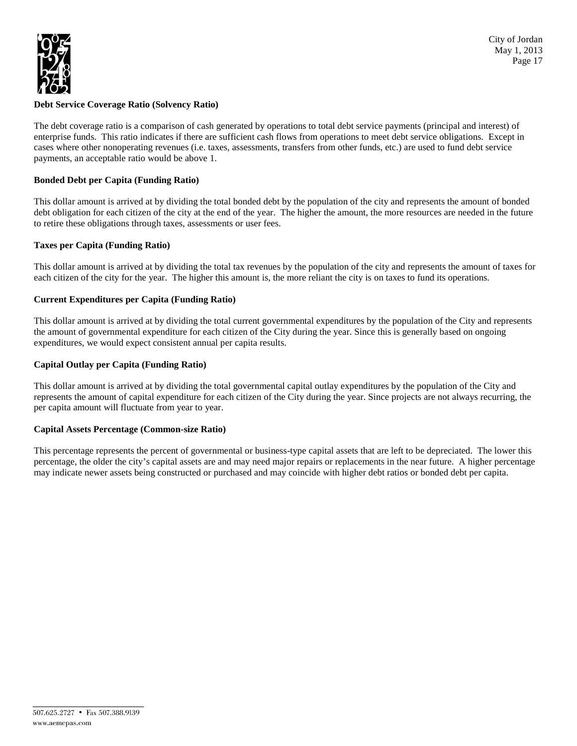**Debt Service Coverage Ratio (Solvency Ratio)**

The debt coverage ratio is a comparison of cash generated by operations to total debt service payments (principal and interest) of enterprise funds. This ratio indicates if there are sufficient cash flows from operations to meet debt service obligations. Except in cases where other nonoperating revenues (i.e. taxes, assessments, transfers from other funds, etc.) are used to fund debt service payments, an acceptable ratio would be above 1.

**Bonded Debt per Capita (Funding Ratio)**

This dollar amount is arrived at by dividing the total bonded debt by the population of the city and represents the amount of bonded debt obligation for each citizen of the city at the end of the year. The higher the amount, the more resources are needed in the future to retire these obligations through taxes, assessments or user fees.

**Taxes per Capita (Funding Ratio)**

This dollar amount is arrived at by dividing the total tax revenues by the population of the city and represents the amount of taxes for each citizen of the city for the year. The higher this amount is, the more reliant the city is on taxes to fund its operations.

**Current Expenditures per Capita (Funding Ratio)**

This dollar amount is arrived at by dividing the total current governmental expenditures by the population of the City and represents the amount of governmental expenditure for each citizen of the City during the year. Since this is generally based on ongoing expenditures, we would expect consistent annual per capita results.

**Capital Outlay per Capita (Funding Ratio)**

This dollar amount is arrived at by dividing the total governmental capital outlay expenditures by the population of the City and represents the amount of capital expenditure for each citizen of the City during the year. Since projects are not always recurring, the per capita amount will fluctuate from year to year.

**Capital Assets Percentage (Common-size Ratio)**

This percentage represents the percent of governmental or business-type capital assets that are left to be depreciated. The lower this percentage, the older the city's capital assets are and may need major repairs or replacements in the near future. A higher percentage may indicate newer assets being constructed or purchased and may coincide with higher debt ratios or bonded debt per capita.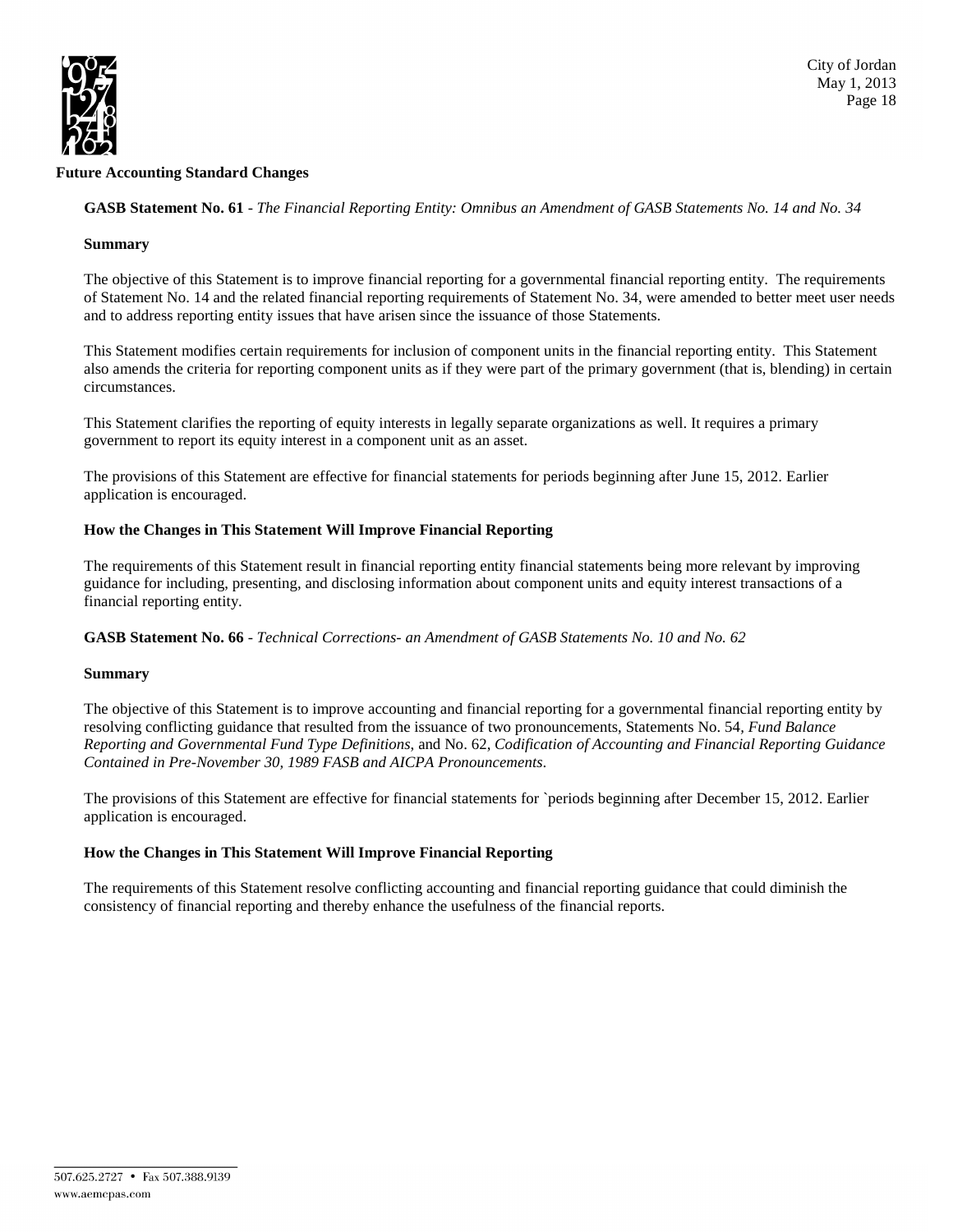## Future Accounting Standard Changes

**GASB Statement No. 61** - *The Financial Reporting Entity: Omnibus an Amendment of GASB Statements No. 14 and No. 34*

**Summary**

The objective of this Statement is to improve financial reporting for a governmental financial reporting entity. The requirements of Statement No. 14 and the related financial reporting requirements of Statement No. 34, were amended to better meet user needs and to address reporting entity issues that have arisen since the issuance of those Statements.

This Statement modifies certain requirements for inclusion of component units in the financial reporting entity. This Statement also amends the criteria for reporting component units as if they were part of the primary government (that is, blending) in certain circumstances.

This Statement clarifies the reporting of equity interests in legally separate organizations as well. It requires a primary government to report its equity interest in a component unit as an asset.

The provisions of this Statement are effective for financial statements for periods beginning after June 15, 2012. Earlier application is encouraged.

**How the Changes in This Statement Will Improve Financial Reporting**

The requirements of this Statement result in financial reporting entity financial statements being more relevant by improving guidance for including, presenting, and disclosing information about component units and equity interest transactions of a financial reporting entity.

**GASB Statement No. 66** - *Technical Corrections- an Amendment of GASB Statements No. 10 and No. 62*

**Summary**

The objective of this Statement is to improve accounting and financial reporting for a governmental financial reporting entity by resolving conflicting guidance that resulted from the issuance of two pronouncements, Statements No. 54, *Fund Balance Reporting and Governmental Fund Type Definitions,* and No. 62, *Codification of Accounting and Financial Reporting Guidance Contained in Pre-November 30, 1989 FASB and AICPA Pronouncements.*

The provisions of this Statement are effective for financial statements for `periods beginning after December 15, 2012. Earlier application is encouraged.

**How the Changes in This Statement Will Improve Financial Reporting**

The requirements of this Statement resolve conflicting accounting and financial reporting guidance that could diminish the consistency of financial reporting and thereby enhance the usefulness of the financial reports.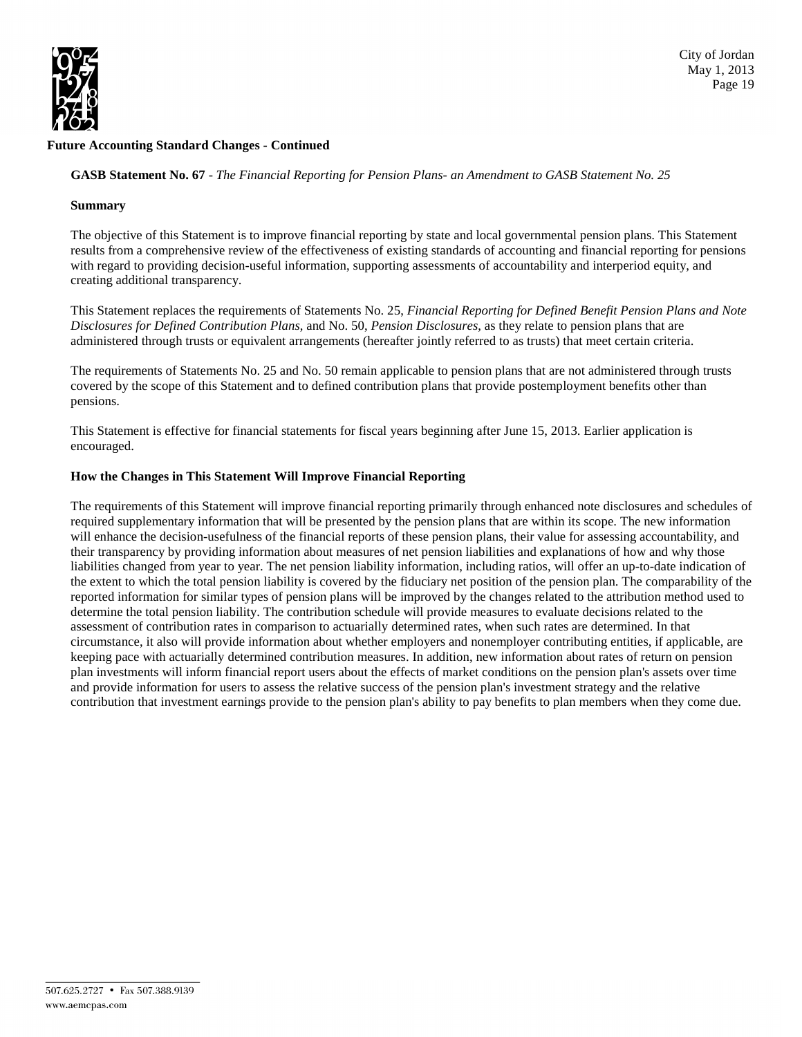## Future Accounting Standard Changes - Continued

**GASB Statement No. 67** - *The Financial Reporting for Pension Plans- an Amendment to GASB Statement No. 25*

**Summary**

The objective of this Statement is to improve financial reporting by state and local governmental pension plans. This Statement results from a comprehensive review of the effectiveness of existing standards of accounting and financial reporting for pensions with regard to providing decision-useful information, supporting assessments of accountability and interperiod equity, and creating additional transparency.

This Statement replaces the requirements of Statements No. 25, *Financial Reporting for Defined Benefit Pension Plans and Note Disclosures for Defined Contribution Plans*, and No. 50, *Pension Disclosures*, as they relate to pension plans that are administered through trusts or equivalent arrangements (hereafter jointly referred to as trusts) that meet certain criteria.

The requirements of Statements No. 25 and No. 50 remain applicable to pension plans that are not administered through trusts covered by the scope of this Statement and to defined contribution plans that provide postemployment benefits other than pensions.

This Statement is effective for financial statements for fiscal years beginning after June 15, 2013. Earlier application is encouraged.

**How the Changes in This Statement Will Improve Financial Reporting**

The requirements of this Statement will improve financial reporting primarily through enhanced note disclosures and schedules of required supplementary information that will be presented by the pension plans that are within its scope. The new information will enhance the decision-usefulness of the financial reports of these pension plans, their value for assessing accountability, and their transparency by providing information about measures of net pension liabilities and explanations of how and why those liabilities changed from year to year. The net pension liability information, including ratios, will offer an up-to-date indication of the extent to which the total pension liability is covered by the fiduciary net position of the pension plan. The comparability of the reported information for similar types of pension plans will be improved by the changes related to the attribution method used to determine the total pension liability. The contribution schedule will provide measures to evaluate decisions related to the assessment of contribution rates in comparison to actuarially determined rates, when such rates are determined. In that circumstance, it also will provide information about whether employers and nonemployer contributing entities, if applicable, are keeping pace with actuarially determined contribution measures. In addition, new information about rates of return on pension plan investments will inform financial report users about the effects of market conditions on the pension plan's assets over time and provide information for users to assess the relative success of the pension plan's investment strategy and the relative contribution that investment earnings provide to the pension plan's ability to pay benefits to plan members when they come due.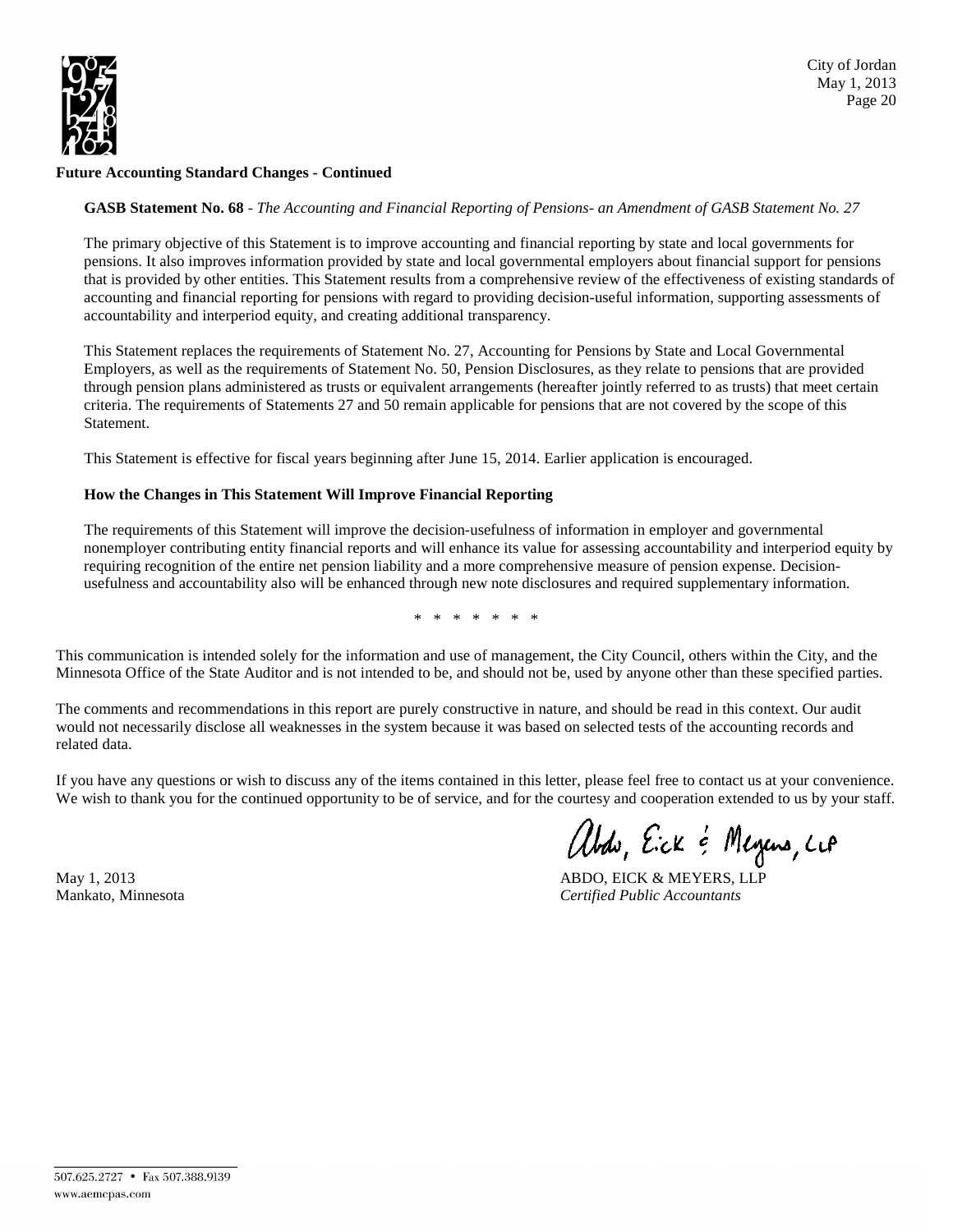**Future Accounting Standard Changes - Continued**

**GASB Statement No. 68** - *The Accounting and Financial Reporting of Pensions- an Amendment of GASB Statement No. 27*

The primary objective of this Statement is to improve accounting and financial reporting by state and local governments for pensions. It also improves information provided by state and local governmental employers about financial support for pensions that is provided by other entities. This Statement results from a comprehensive review of the effectiveness of existing standards of accounting and financial reporting for pensions with regard to providing decision-useful information, supporting assessments of accountability and interperiod equity, and creating additional transparency.

This Statement replaces the requirements of Statement No. 27, Accounting for Pensions by State and Local Governmental Employers, as well as the requirements of Statement No. 50, Pension Disclosures, as they relate to pensions that are provided through pension plans administered as trusts or equivalent arrangements (hereafter jointly referred to as trusts) that meet certain criteria. The requirements of Statements 27 and 50 remain applicable for pensions that are not covered by the scope of this Statement.

This Statement is effective for fiscal years beginning after June 15, 2014. Earlier application is encouraged.

**How the Changes in This Statement Will Improve Financial Reporting**

The requirements of this Statement will improve the decision-usefulness of information in employer and governmental nonemployer contributing entity financial reports and will enhance its value for assessing accountability and interperiod equity by requiring recognition of the entire net pension liability and a more comprehensive measure of pension expense. Decision-usefulness and accountability also will be enhanced through new note disclosures and required supplementary information.

* * * * * * *

This communication is intended solely for the information and use of management, the City Council, others within the City, and the Minnesota Office of the State Auditor and is not intended to be, and should not be, used by anyone other than these specified parties.

The comments and recommendations in this report are purely constructive in nature, and should be read in this context. Our audit would not necessarily disclose all weaknesses in the system because it was based on selected tests of the accounting records and related data.

If you have any questions or wish to discuss any of the items contained in this letter, please feel free to contact us at your convenience. We wish to thank you for the continued opportunity to be of service, and for the courtesy and cooperation extended to us by your staff.

Abdo, Eick & Meyers, LLP

May 1, 2013
Mankato, Minnesota

ABDO, EICK & MEYERS, LLP
*Certified Public Accountants*

507.625.2727 • Fax 507.388.9139
www.aemcpas.com